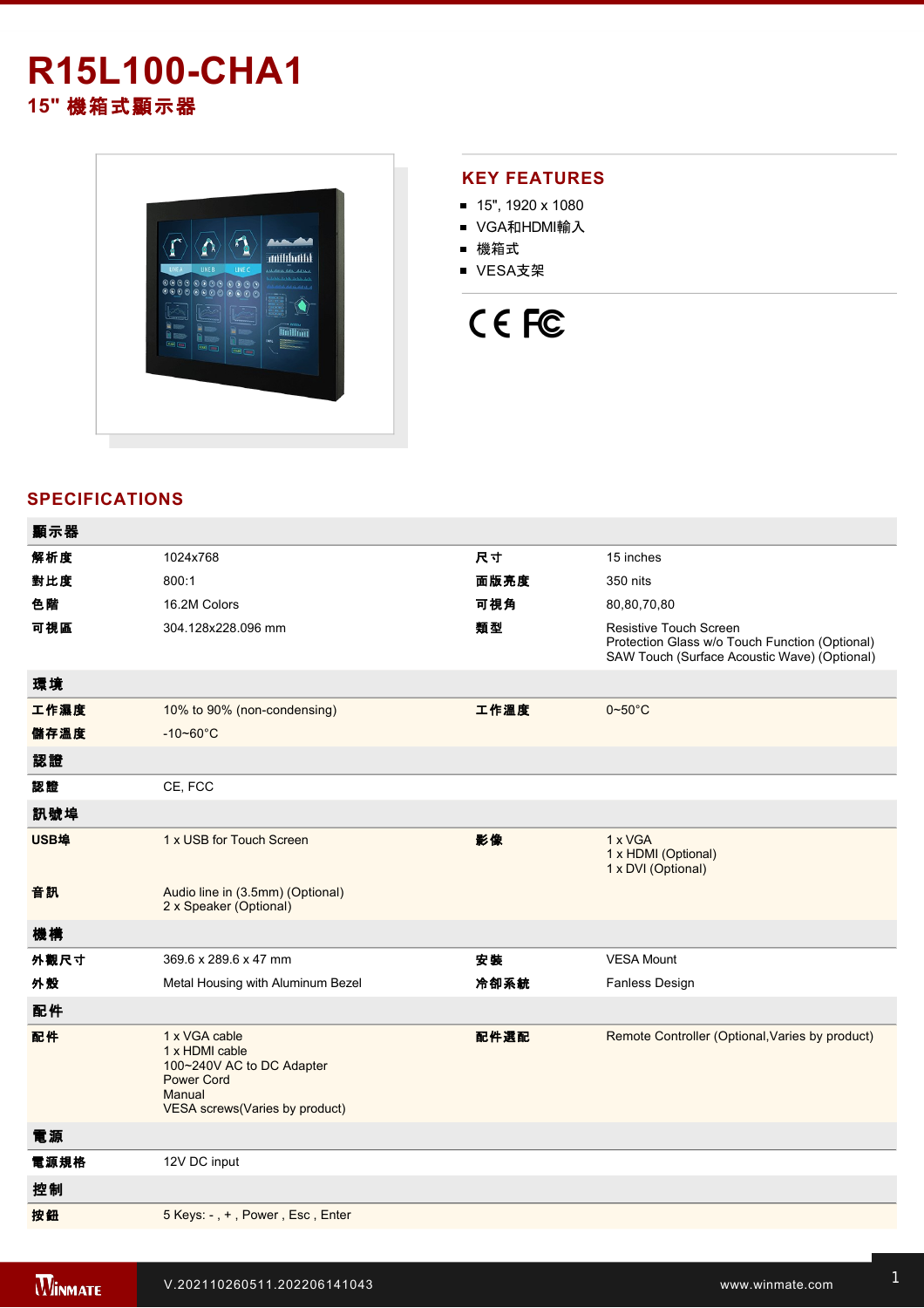# R15L100-CHA1

## 15" 機箱式顯示器

## KEY FEATURES

- 15", 1920 x 1080
- VGA和HDMI輸入
- 機箱式
- VESA支架

## SPECIFICATIONS

| 顯示器 | | | |
|---|---|---|---|
| 解析度 | 1024x768 | 尺寸 | 15 inches |
| 對比度 | 800:1 | 面版亮度 | 350 nits |
| 色階 | 16.2M Colors | 可視角 | 80,80,70,80 |
| 可視區 | 304.128x228.096 mm | 類型 | Resistive Touch Screen<br>Protection Glass w/o Touch Function (Optional)<br>SAW Touch (Surface Acoustic Wave) (Optional) |
| **環境** | | | |
| 工作濕度 | 10% to 90% (non-condensing) | 工作溫度 | 0~50°C |
| 儲存溫度 | -10~60°C | | |
| **認證** | | | |
| 認證 | CE, FCC | | |
| **訊號埠** | | | |
| USB埠 | 1 x USB for Touch Screen | 影像 | 1 x VGA<br>1 x HDMI (Optional)<br>1 x DVI (Optional) |
| 音訊 | Audio line in (3.5mm) (Optional)<br>2 x Speaker (Optional) | | |
| **機構** | | | |
| 外觀尺寸 | 369.6 x 289.6 x 47 mm | 安裝 | VESA Mount |
| 外殼 | Metal Housing with Aluminum Bezel | 冷卻系統 | Fanless Design |
| **配件** | | | |
| 配件 | 1 x VGA cable<br>1 x HDMI cable<br>100~240V AC to DC Adapter<br>Power Cord<br>Manual<br>VESA screws(Varies by product) | 配件選配 | Remote Controller (Optional,Varies by product) |
| **電源** | | | |
| 電源規格 | 12V DC input | | |
| **控制** | | | |
| 按鈕 | 5 Keys: - , + , Power , Esc , Enter | | |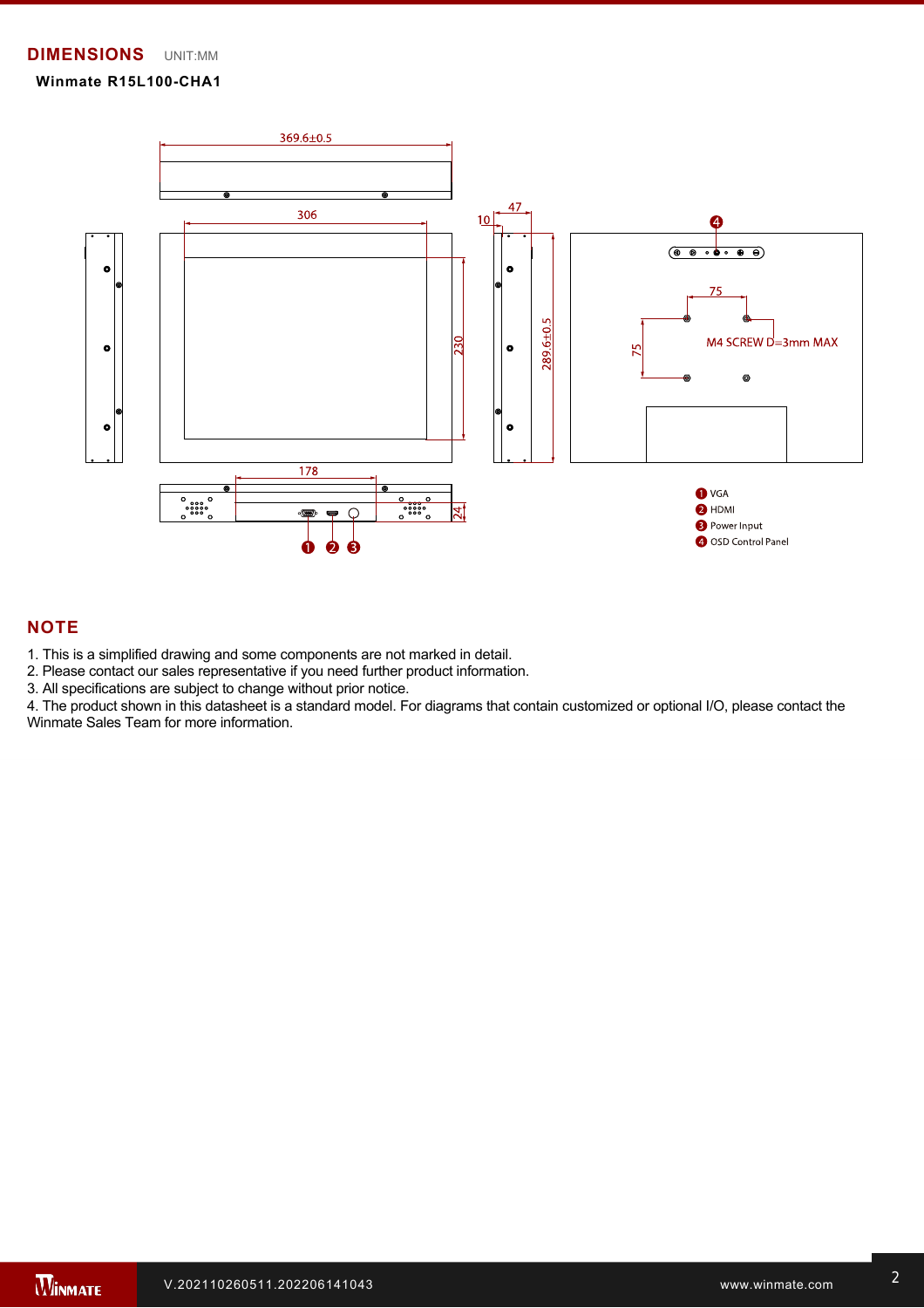## DIMENSIONS UNIT:MM

**Winmate R15L100-CHA1**

369.6±0.5

306

10

47

230

289.6±0.5

75

75

M4 SCREW D=3mm MAX

178

24

❶ VGA
❷ HDMI
❸ Power Input
❹ OSD Control Panel

## NOTE

1. This is a simplified drawing and some components are not marked in detail.
2. Please contact our sales representative if you need further product information.
3. All specifications are subject to change without prior notice.
4. The product shown in this datasheet is a standard model. For diagrams that contain customized or optional I/O, please contact the Winmate Sales Team for more information.